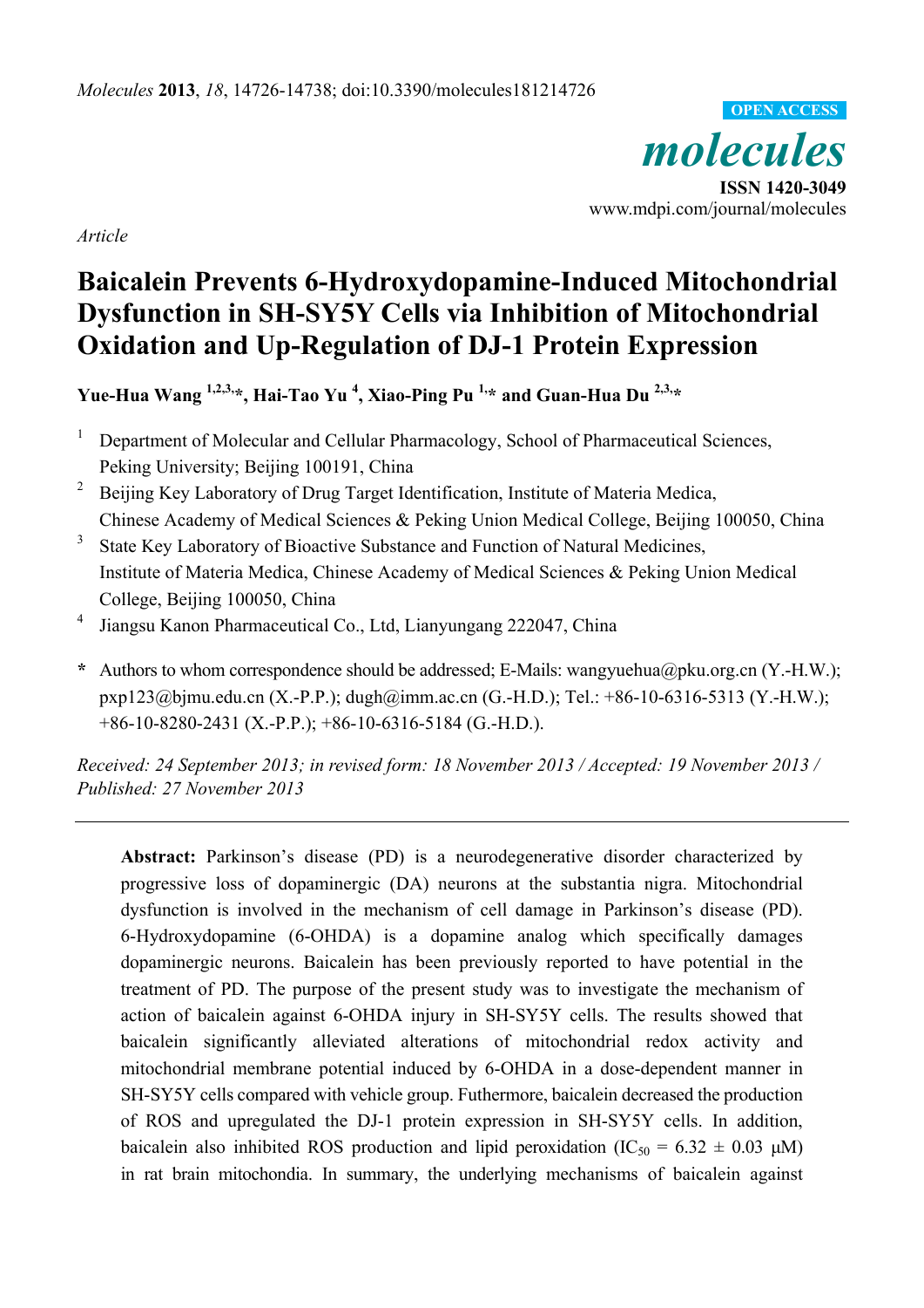*Molecules* **2013**, *18*, 14726-14738; doi:10.3390/molecules181214726

OPEN ACCESS

*molecules*

**ISSN 1420-3049**

www.mdpi.com/journal/molecules

*Article*

# Baicalein Prevents 6-Hydroxydopamine-Induced Mitochondrial Dysfunction in SH-SY5Y Cells via Inhibition of Mitochondrial Oxidation and Up-Regulation of DJ-1 Protein Expression

**Yue-Hua Wang [1,2,3,*], Hai-Tao Yu [4], Xiao-Ping Pu [1,*] and Guan-Hua Du [2,3,*]**

[1] Department of Molecular and Cellular Pharmacology, School of Pharmaceutical Sciences, Peking University; Beijing 100191, China

[2] Beijing Key Laboratory of Drug Target Identification, Institute of Materia Medica, Chinese Academy of Medical Sciences & Peking Union Medical College, Beijing 100050, China

[3] State Key Laboratory of Bioactive Substance and Function of Natural Medicines, Institute of Materia Medica, Chinese Academy of Medical Sciences & Peking Union Medical College, Beijing 100050, China

[4] Jiangsu Kanon Pharmaceutical Co., Ltd, Lianyungang 222047, China

**\*** Authors to whom correspondence should be addressed; E-Mails: wangyuehua@pku.org.cn (Y.-H.W.); pxp123@bjmu.edu.cn (X.-P.P.); dugh@imm.ac.cn (G.-H.D.); Tel.: +86-10-6316-5313 (Y.-H.W.); +86-10-8280-2431 (X.-P.P.); +86-10-6316-5184 (G.-H.D.).

*Received: 24 September 2013; in revised form: 18 November 2013 / Accepted: 19 November 2013 / Published: 27 November 2013*

---

**Abstract:** Parkinson's disease (PD) is a neurodegenerative disorder characterized by progressive loss of dopaminergic (DA) neurons at the substantia nigra. Mitochondrial dysfunction is involved in the mechanism of cell damage in Parkinson's disease (PD). 6-Hydroxydopamine (6-OHDA) is a dopamine analog which specifically damages dopaminergic neurons. Baicalein has been previously reported to have potential in the treatment of PD. The purpose of the present study was to investigate the mechanism of action of baicalein against 6-OHDA injury in SH-SY5Y cells. The results showed that baicalein significantly alleviated alterations of mitochondrial redox activity and mitochondrial membrane potential induced by 6-OHDA in a dose-dependent manner in SH-SY5Y cells compared with vehicle group. Futhermore, baicalein decreased the production of ROS and upregulated the DJ-1 protein expression in SH-SY5Y cells. In addition, baicalein also inhibited ROS production and lipid peroxidation ($IC_{50}$ = 6.32 ± 0.03 μM) in rat brain mitochondia. In summary, the underlying mechanisms of baicalein against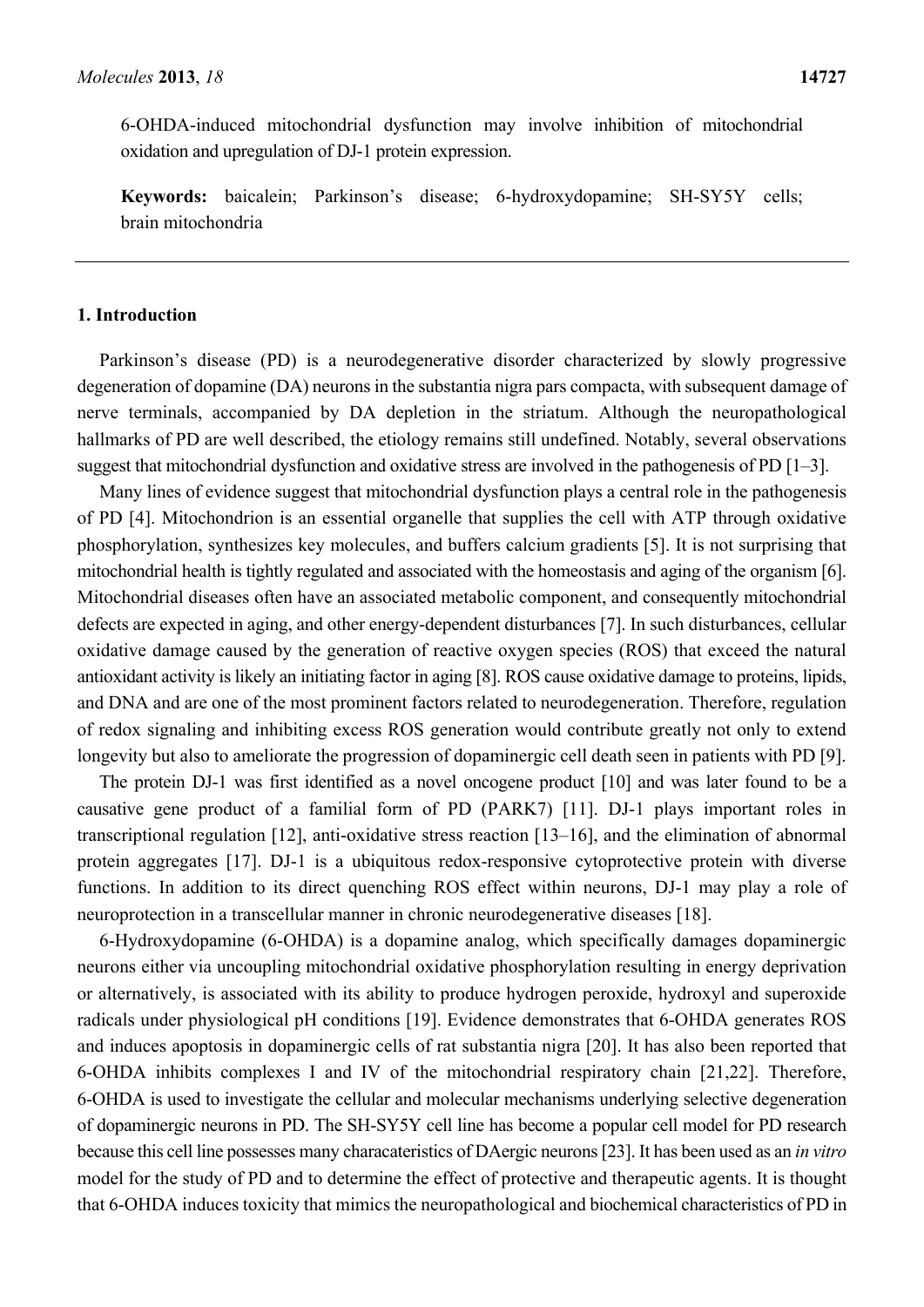6-OHDA-induced mitochondrial dysfunction may involve inhibition of mitochondrial oxidation and upregulation of DJ-1 protein expression.

**Keywords:** baicalein; Parkinson's disease; 6-hydroxydopamine; SH-SY5Y cells; brain mitochondria

## 1. Introduction

Parkinson's disease (PD) is a neurodegenerative disorder characterized by slowly progressive degeneration of dopamine (DA) neurons in the substantia nigra pars compacta, with subsequent damage of nerve terminals, accompanied by DA depletion in the striatum. Although the neuropathological hallmarks of PD are well described, the etiology remains still undefined. Notably, several observations suggest that mitochondrial dysfunction and oxidative stress are involved in the pathogenesis of PD [1–3].

Many lines of evidence suggest that mitochondrial dysfunction plays a central role in the pathogenesis of PD [4]. Mitochondrion is an essential organelle that supplies the cell with ATP through oxidative phosphorylation, synthesizes key molecules, and buffers calcium gradients [5]. It is not surprising that mitochondrial health is tightly regulated and associated with the homeostasis and aging of the organism [6]. Mitochondrial diseases often have an associated metabolic component, and consequently mitochondrial defects are expected in aging, and other energy-dependent disturbances [7]. In such disturbances, cellular oxidative damage caused by the generation of reactive oxygen species (ROS) that exceed the natural antioxidant activity is likely an initiating factor in aging [8]. ROS cause oxidative damage to proteins, lipids, and DNA and are one of the most prominent factors related to neurodegeneration. Therefore, regulation of redox signaling and inhibiting excess ROS generation would contribute greatly not only to extend longevity but also to ameliorate the progression of dopaminergic cell death seen in patients with PD [9].

The protein DJ-1 was first identified as a novel oncogene product [10] and was later found to be a causative gene product of a familial form of PD (PARK7) [11]. DJ-1 plays important roles in transcriptional regulation [12], anti-oxidative stress reaction [13–16], and the elimination of abnormal protein aggregates [17]. DJ-1 is a ubiquitous redox-responsive cytoprotective protein with diverse functions. In addition to its direct quenching ROS effect within neurons, DJ-1 may play a role of neuroprotection in a transcellular manner in chronic neurodegenerative diseases [18].

6-Hydroxydopamine (6-OHDA) is a dopamine analog, which specifically damages dopaminergic neurons either via uncoupling mitochondrial oxidative phosphorylation resulting in energy deprivation or alternatively, is associated with its ability to produce hydrogen peroxide, hydroxyl and superoxide radicals under physiological pH conditions [19]. Evidence demonstrates that 6-OHDA generates ROS and induces apoptosis in dopaminergic cells of rat substantia nigra [20]. It has also been reported that 6-OHDA inhibits complexes I and IV of the mitochondrial respiratory chain [21,22]. Therefore, 6-OHDA is used to investigate the cellular and molecular mechanisms underlying selective degeneration of dopaminergic neurons in PD. The SH-SY5Y cell line has become a popular cell model for PD research because this cell line possesses many characateristics of DAergic neurons [23]. It has been used as an *in vitro* model for the study of PD and to determine the effect of protective and therapeutic agents. It is thought that 6-OHDA induces toxicity that mimics the neuropathological and biochemical characteristics of PD in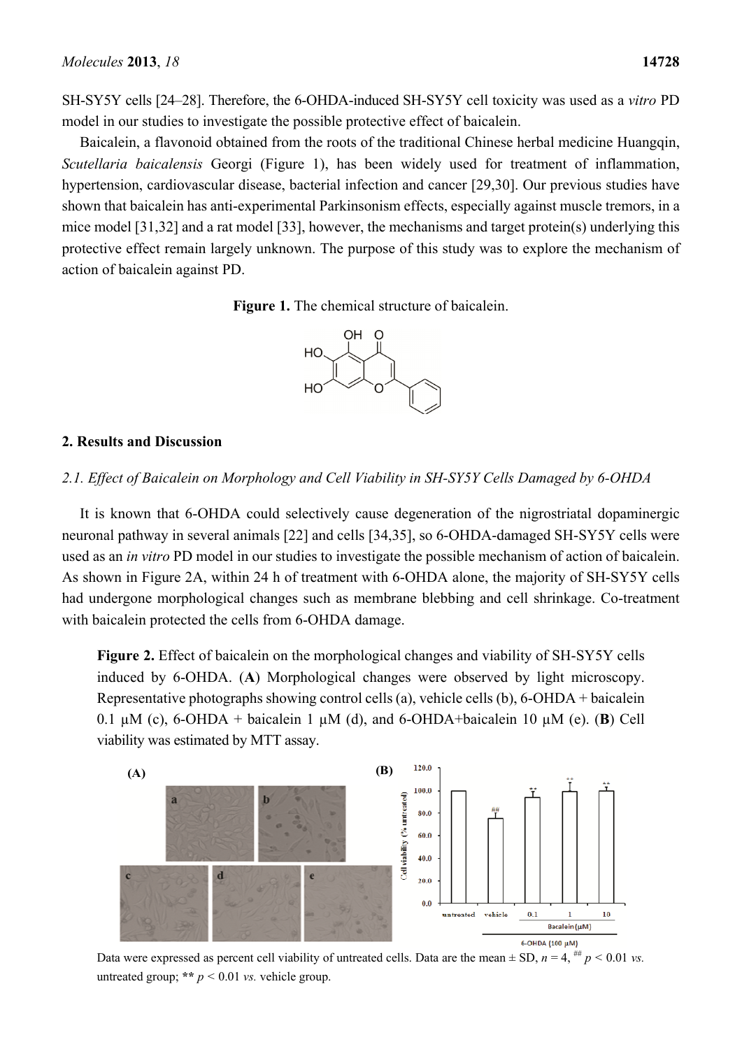SH-SY5Y cells [24–28]. Therefore, the 6-OHDA-induced SH-SY5Y cell toxicity was used as a *vitro* PD model in our studies to investigate the possible protective effect of baicalein.

Baicalein, a flavonoid obtained from the roots of the traditional Chinese herbal medicine Huangqin, *Scutellaria baicalensis* Georgi (Figure 1), has been widely used for treatment of inflammation, hypertension, cardiovascular disease, bacterial infection and cancer [29,30]. Our previous studies have shown that baicalein has anti-experimental Parkinsonism effects, especially against muscle tremors, in a mice model [31,32] and a rat model [33], however, the mechanisms and target protein(s) underlying this protective effect remain largely unknown. The purpose of this study was to explore the mechanism of action of baicalein against PD.

**Figure 1.** The chemical structure of baicalein.

## 2. Results and Discussion

### *2.1. Effect of Baicalein on Morphology and Cell Viability in SH-SY5Y Cells Damaged by 6-OHDA*

It is known that 6-OHDA could selectively cause degeneration of the nigrostriatal dopaminergic neuronal pathway in several animals [22] and cells [34,35], so 6-OHDA-damaged SH-SY5Y cells were used as an *in vitro* PD model in our studies to investigate the possible mechanism of action of baicalein. As shown in Figure 2A, within 24 h of treatment with 6-OHDA alone, the majority of SH-SY5Y cells had undergone morphological changes such as membrane blebbing and cell shrinkage. Co-treatment with baicalein protected the cells from 6-OHDA damage.

**Figure 2.** Effect of baicalein on the morphological changes and viability of SH-SY5Y cells induced by 6-OHDA. (**A**) Morphological changes were observed by light microscopy. Representative photographs showing control cells (a), vehicle cells (b), 6-OHDA + baicalein 0.1 μM (c), 6-OHDA + baicalein 1 μM (d), and 6-OHDA+baicalein 10 μM (e). (**B**) Cell viability was estimated by MTT assay.

Data were expressed as percent cell viability of untreated cells. Data are the mean ± SD, $n = 4$, ## $p < 0.01$ *vs.* untreated group; ** $p < 0.01$ *vs.* vehicle group.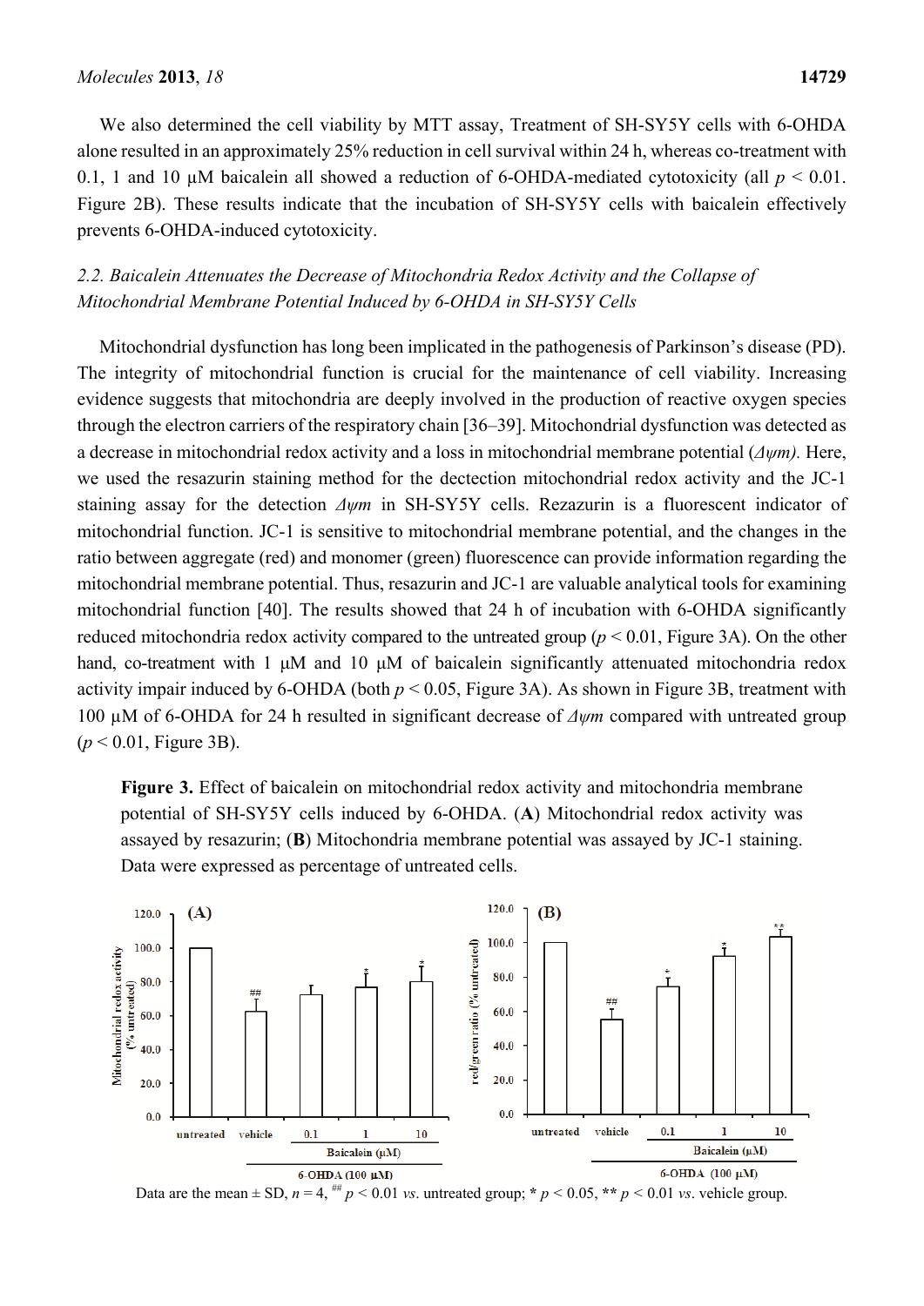We also determined the cell viability by MTT assay, Treatment of SH-SY5Y cells with 6-OHDA alone resulted in an approximately 25% reduction in cell survival within 24 h, whereas co-treatment with 0.1, 1 and 10 μM baicalein all showed a reduction of 6-OHDA-mediated cytotoxicity (all $p < 0.01$. Figure 2B). These results indicate that the incubation of SH-SY5Y cells with baicalein effectively prevents 6-OHDA-induced cytotoxicity.

### *2.2. Baicalein Attenuates the Decrease of Mitochondria Redox Activity and the Collapse of Mitochondrial Membrane Potential Induced by 6-OHDA in SH-SY5Y Cells*

Mitochondrial dysfunction has long been implicated in the pathogenesis of Parkinson's disease (PD). The integrity of mitochondrial function is crucial for the maintenance of cell viability. Increasing evidence suggests that mitochondria are deeply involved in the production of reactive oxygen species through the electron carriers of the respiratory chain [36–39]. Mitochondrial dysfunction was detected as a decrease in mitochondrial redox activity and a loss in mitochondrial membrane potential ($\Delta\psi m$). Here, we used the resazurin staining method for the dectection mitochondrial redox activity and the JC-1 staining assay for the detection $\Delta\psi m$ in SH-SY5Y cells. Rezazurin is a fluorescent indicator of mitochondrial function. JC-1 is sensitive to mitochondrial membrane potential, and the changes in the ratio between aggregate (red) and monomer (green) fluorescence can provide information regarding the mitochondrial membrane potential. Thus, resazurin and JC-1 are valuable analytical tools for examining mitochondrial function [40]. The results showed that 24 h of incubation with 6-OHDA significantly reduced mitochondria redox activity compared to the untreated group ($p < 0.01$, Figure 3A). On the other hand, co-treatment with 1 μM and 10 μM of baicalein significantly attenuated mitochondria redox activity impair induced by 6-OHDA (both $p < 0.05$, Figure 3A). As shown in Figure 3B, treatment with 100 μM of 6-OHDA for 24 h resulted in significant decrease of $\Delta\psi m$ compared with untreated group ($p < 0.01$, Figure 3B).

**Figure 3.** Effect of baicalein on mitochondrial redox activity and mitochondria membrane potential of SH-SY5Y cells induced by 6-OHDA. (**A**) Mitochondrial redox activity was assayed by resazurin; (**B**) Mitochondria membrane potential was assayed by JC-1 staining. Data were expressed as percentage of untreated cells.

Data are the mean ± SD, $n = 4$, $^{\#\#}$ $p < 0.01$ *vs*. untreated group; * $p < 0.05$, ** $p < 0.01$ *vs*. vehicle group.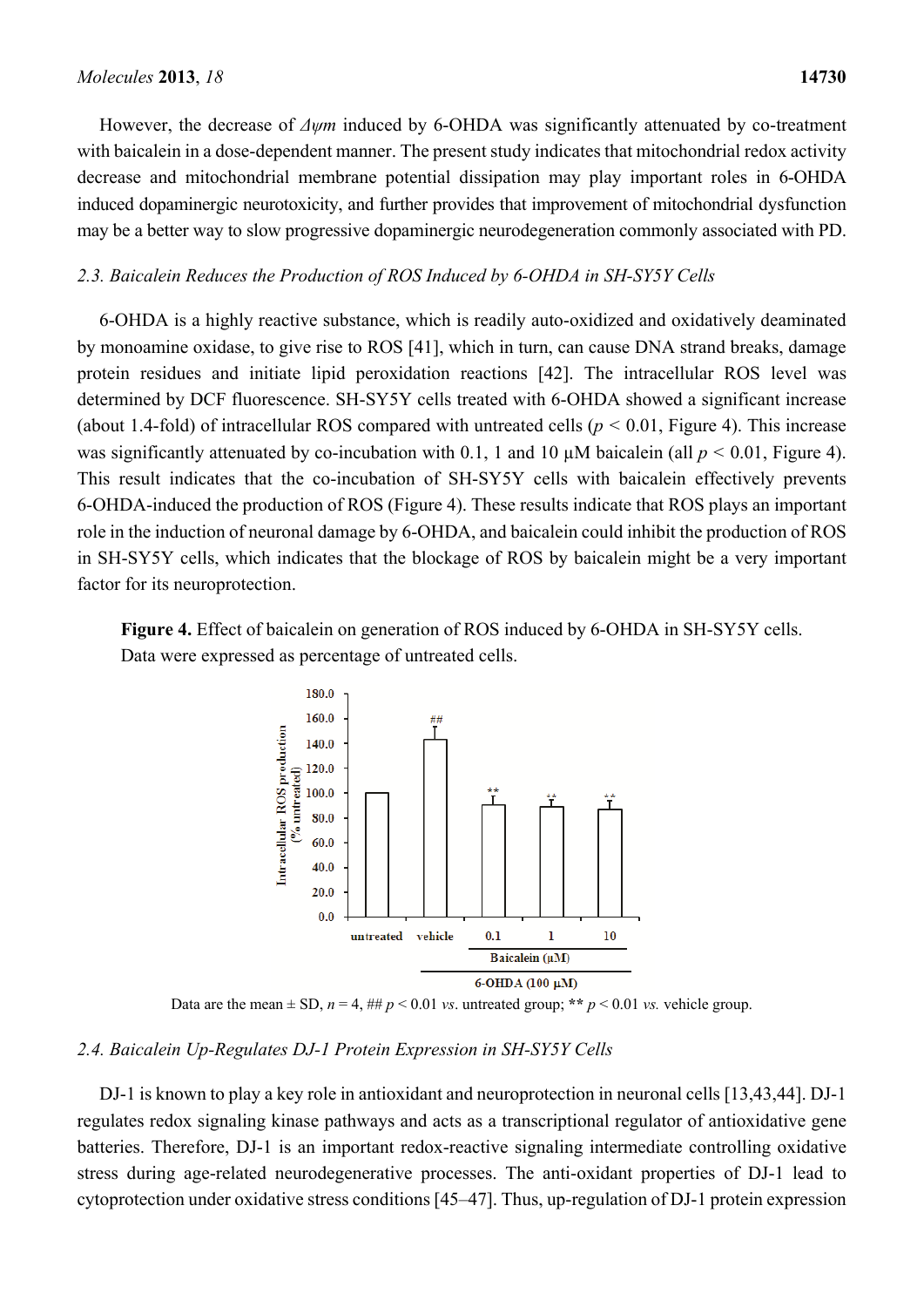However, the decrease of *Δψm* induced by 6-OHDA was significantly attenuated by co-treatment with baicalein in a dose-dependent manner. The present study indicates that mitochondrial redox activity decrease and mitochondrial membrane potential dissipation may play important roles in 6-OHDA induced dopaminergic neurotoxicity, and further provides that improvement of mitochondrial dysfunction may be a better way to slow progressive dopaminergic neurodegeneration commonly associated with PD.

### *2.3. Baicalein Reduces the Production of ROS Induced by 6-OHDA in SH-SY5Y Cells*

6-OHDA is a highly reactive substance, which is readily auto-oxidized and oxidatively deaminated by monoamine oxidase, to give rise to ROS [41], which in turn, can cause DNA strand breaks, damage protein residues and initiate lipid peroxidation reactions [42]. The intracellular ROS level was determined by DCF fluorescence. SH-SY5Y cells treated with 6-OHDA showed a significant increase (about 1.4-fold) of intracellular ROS compared with untreated cells ($p < 0.01$, Figure 4). This increase was significantly attenuated by co-incubation with 0.1, 1 and 10 μM baicalein (all $p < 0.01$, Figure 4). This result indicates that the co-incubation of SH-SY5Y cells with baicalein effectively prevents 6-OHDA-induced the production of ROS (Figure 4). These results indicate that ROS plays an important role in the induction of neuronal damage by 6-OHDA, and baicalein could inhibit the production of ROS in SH-SY5Y cells, which indicates that the blockage of ROS by baicalein might be a very important factor for its neuroprotection.

**Figure 4.** Effect of baicalein on generation of ROS induced by 6-OHDA in SH-SY5Y cells. Data were expressed as percentage of untreated cells.

Data are the mean ± SD, $n = 4$, ## $p < 0.01$ *vs*. untreated group; ** $p < 0.01$ *vs.* vehicle group.

### *2.4. Baicalein Up-Regulates DJ-1 Protein Expression in SH-SY5Y Cells*

DJ-1 is known to play a key role in antioxidant and neuroprotection in neuronal cells [13,43,44]. DJ-1 regulates redox signaling kinase pathways and acts as a transcriptional regulator of antioxidative gene batteries. Therefore, DJ-1 is an important redox-reactive signaling intermediate controlling oxidative stress during age-related neurodegenerative processes. The anti-oxidant properties of DJ-1 lead to cytoprotection under oxidative stress conditions [45–47]. Thus, up-regulation of DJ-1 protein expression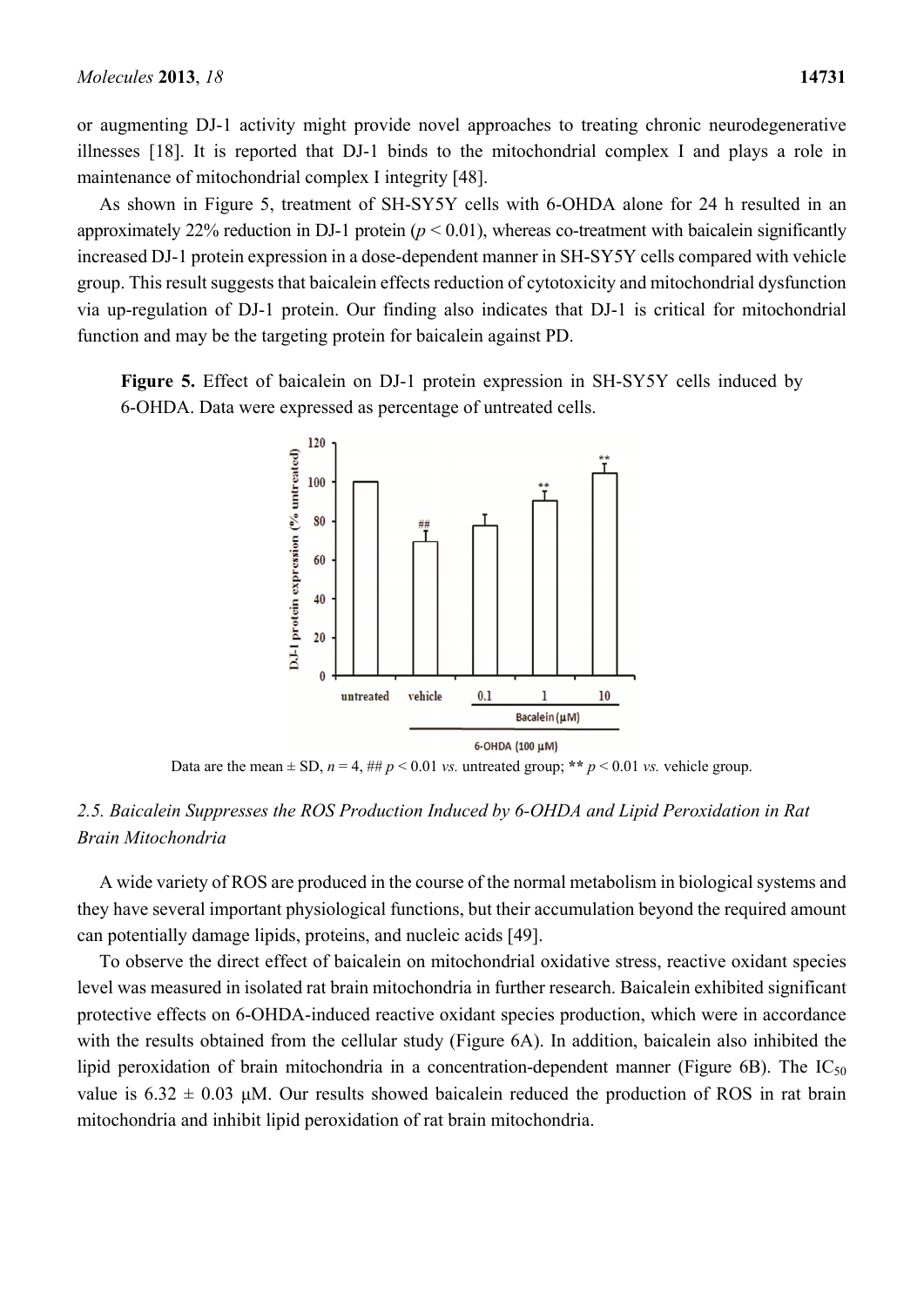or augmenting DJ-1 activity might provide novel approaches to treating chronic neurodegenerative illnesses [18]. It is reported that DJ-1 binds to the mitochondrial complex I and plays a role in maintenance of mitochondrial complex I integrity [48].

As shown in Figure 5, treatment of SH-SY5Y cells with 6-OHDA alone for 24 h resulted in an approximately 22% reduction in DJ-1 protein ($p < 0.01$), whereas co-treatment with baicalein significantly increased DJ-1 protein expression in a dose-dependent manner in SH-SY5Y cells compared with vehicle group. This result suggests that baicalein effects reduction of cytotoxicity and mitochondrial dysfunction via up-regulation of DJ-1 protein. Our finding also indicates that DJ-1 is critical for mitochondrial function and may be the targeting protein for baicalein against PD.

**Figure 5.** Effect of baicalein on DJ-1 protein expression in SH-SY5Y cells induced by 6-OHDA. Data were expressed as percentage of untreated cells.

Data are the mean ± SD, $n = 4$, ## $p < 0.01$ *vs.* untreated group; ** $p < 0.01$ *vs.* vehicle group.

## 2.5. Baicalein Suppresses the ROS Production Induced by 6-OHDA and Lipid Peroxidation in Rat Brain Mitochondria

A wide variety of ROS are produced in the course of the normal metabolism in biological systems and they have several important physiological functions, but their accumulation beyond the required amount can potentially damage lipids, proteins, and nucleic acids [49].

To observe the direct effect of baicalein on mitochondrial oxidative stress, reactive oxidant species level was measured in isolated rat brain mitochondria in further research. Baicalein exhibited significant protective effects on 6-OHDA-induced reactive oxidant species production, which were in accordance with the results obtained from the cellular study (Figure 6A). In addition, baicalein also inhibited the lipid peroxidation of brain mitochondria in a concentration-dependent manner (Figure 6B). The $IC_{50}$ value is $6.32 \pm 0.03$ μM. Our results showed baicalein reduced the production of ROS in rat brain mitochondria and inhibit lipid peroxidation of rat brain mitochondria.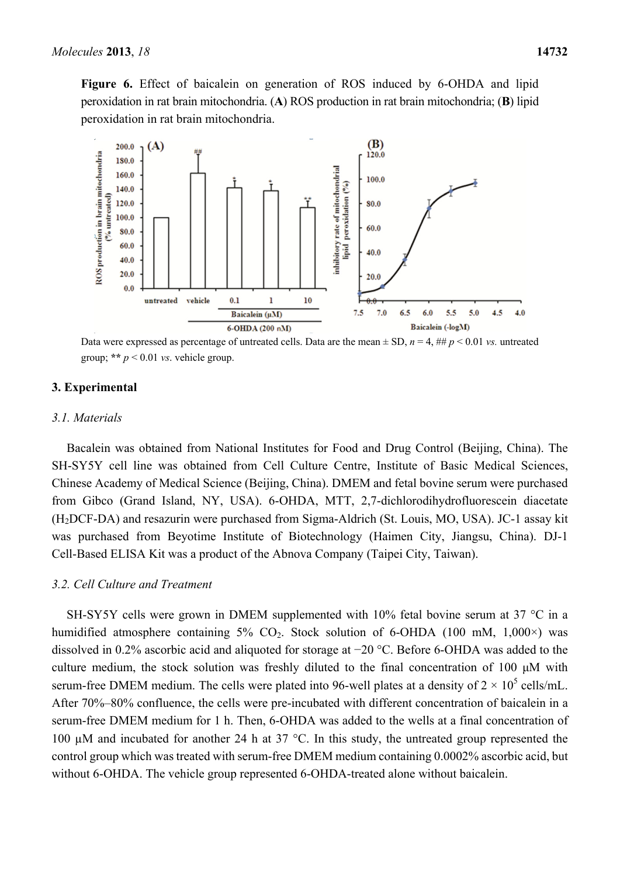**Figure 6.** Effect of baicalein on generation of ROS induced by 6-OHDA and lipid peroxidation in rat brain mitochondria. (**A**) ROS production in rat brain mitochondria; (**B**) lipid peroxidation in rat brain mitochondria.

Data were expressed as percentage of untreated cells. Data are the mean ± SD, $n = 4$, ## $p < 0.01$ *vs.* untreated group; ** $p < 0.01$ *vs*. vehicle group.

## 3. Experimental

### 3.1. Materials

Bacalein was obtained from National Institutes for Food and Drug Control (Beijing, China). The SH-SY5Y cell line was obtained from Cell Culture Centre, Institute of Basic Medical Sciences, Chinese Academy of Medical Science (Beijing, China). DMEM and fetal bovine serum were purchased from Gibco (Grand Island, NY, USA). 6-OHDA, MTT, 2,7-dichlorodihydrofluorescein diacetate ($H_2$DCF-DA) and resazurin were purchased from Sigma-Aldrich (St. Louis, MO, USA). JC-1 assay kit was purchased from Beyotime Institute of Biotechnology (Haimen City, Jiangsu, China). DJ-1 Cell-Based ELISA Kit was a product of the Abnova Company (Taipei City, Taiwan).

### 3.2. Cell Culture and Treatment

SH-SY5Y cells were grown in DMEM supplemented with 10% fetal bovine serum at 37 °C in a humidified atmosphere containing 5% $CO_2$. Stock solution of 6-OHDA (100 mM, 1,000×) was dissolved in 0.2% ascorbic acid and aliquoted for storage at −20 °C. Before 6-OHDA was added to the culture medium, the stock solution was freshly diluted to the final concentration of 100 μM with serum-free DMEM medium. The cells were plated into 96-well plates at a density of $2 \times 10^5$ cells/mL. After 70%–80% confluence, the cells were pre-incubated with different concentration of baicalein in a serum-free DMEM medium for 1 h. Then, 6-OHDA was added to the wells at a final concentration of 100 μM and incubated for another 24 h at 37 °C. In this study, the untreated group represented the control group which was treated with serum-free DMEM medium containing 0.0002% ascorbic acid, but without 6-OHDA. The vehicle group represented 6-OHDA-treated alone without baicalein.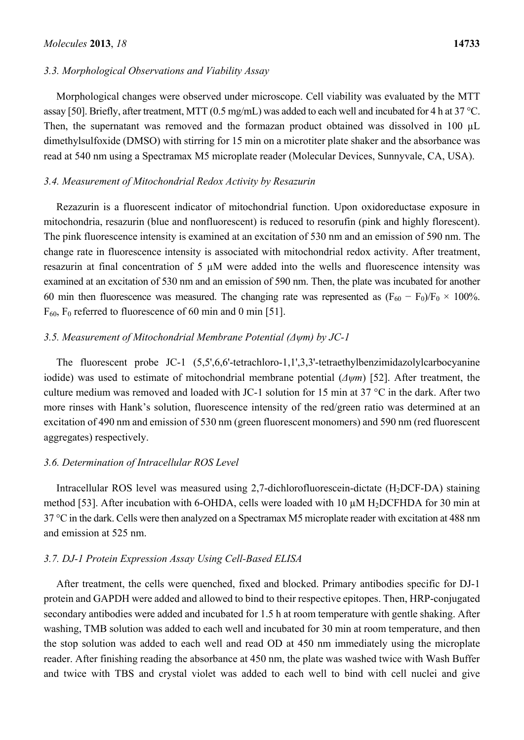### 3.3. Morphological Observations and Viability Assay

Morphological changes were observed under microscope. Cell viability was evaluated by the MTT assay [50]. Briefly, after treatment, MTT (0.5 mg/mL) was added to each well and incubated for 4 h at 37 °C. Then, the supernatant was removed and the formazan product obtained was dissolved in 100 μL dimethylsulfoxide (DMSO) with stirring for 15 min on a microtiter plate shaker and the absorbance was read at 540 nm using a Spectramax M5 microplate reader (Molecular Devices, Sunnyvale, CA, USA).

### 3.4. Measurement of Mitochondrial Redox Activity by Resazurin

Rezazurin is a fluorescent indicator of mitochondrial function. Upon oxidoreductase exposure in mitochondria, resazurin (blue and nonfluorescent) is reduced to resorufin (pink and highly florescent). The pink fluorescence intensity is examined at an excitation of 530 nm and an emission of 590 nm. The change rate in fluorescence intensity is associated with mitochondrial redox activity. After treatment, resazurin at final concentration of 5 μM were added into the wells and fluorescence intensity was examined at an excitation of 530 nm and an emission of 590 nm. Then, the plate was incubated for another 60 min then fluorescence was measured. The changing rate was represented as $(F_{60} - F_0)/F_0 \times 100\%$. $F_{60}$, $F_0$ referred to fluorescence of 60 min and 0 min [51].

### 3.5. Measurement of Mitochondrial Membrane Potential ($\Delta\psi m$) by JC-1

The fluorescent probe JC-1 (5,5',6,6'-tetrachloro-1,1',3,3'-tetraethylbenzimidazolylcarbocyanine iodide) was used to estimate of mitochondrial membrane potential ($\Delta\psi m$) [52]. After treatment, the culture medium was removed and loaded with JC-1 solution for 15 min at 37 °C in the dark. After two more rinses with Hank's solution, fluorescence intensity of the red/green ratio was determined at an excitation of 490 nm and emission of 530 nm (green fluorescent monomers) and 590 nm (red fluorescent aggregates) respectively.

### 3.6. Determination of Intracellular ROS Level

Intracellular ROS level was measured using 2,7-dichlorofluorescein-dictate ($H_2$DCF-DA) staining method [53]. After incubation with 6-OHDA, cells were loaded with 10 μM $H_2$DCFHDA for 30 min at 37 °C in the dark. Cells were then analyzed on a Spectramax M5 microplate reader with excitation at 488 nm and emission at 525 nm.

### 3.7. DJ-1 Protein Expression Assay Using Cell-Based ELISA

After treatment, the cells were quenched, fixed and blocked. Primary antibodies specific for DJ-1 protein and GAPDH were added and allowed to bind to their respective epitopes. Then, HRP-conjugated secondary antibodies were added and incubated for 1.5 h at room temperature with gentle shaking. After washing, TMB solution was added to each well and incubated for 30 min at room temperature, and then the stop solution was added to each well and read OD at 450 nm immediately using the microplate reader. After finishing reading the absorbance at 450 nm, the plate was washed twice with Wash Buffer and twice with TBS and crystal violet was added to each well to bind with cell nuclei and give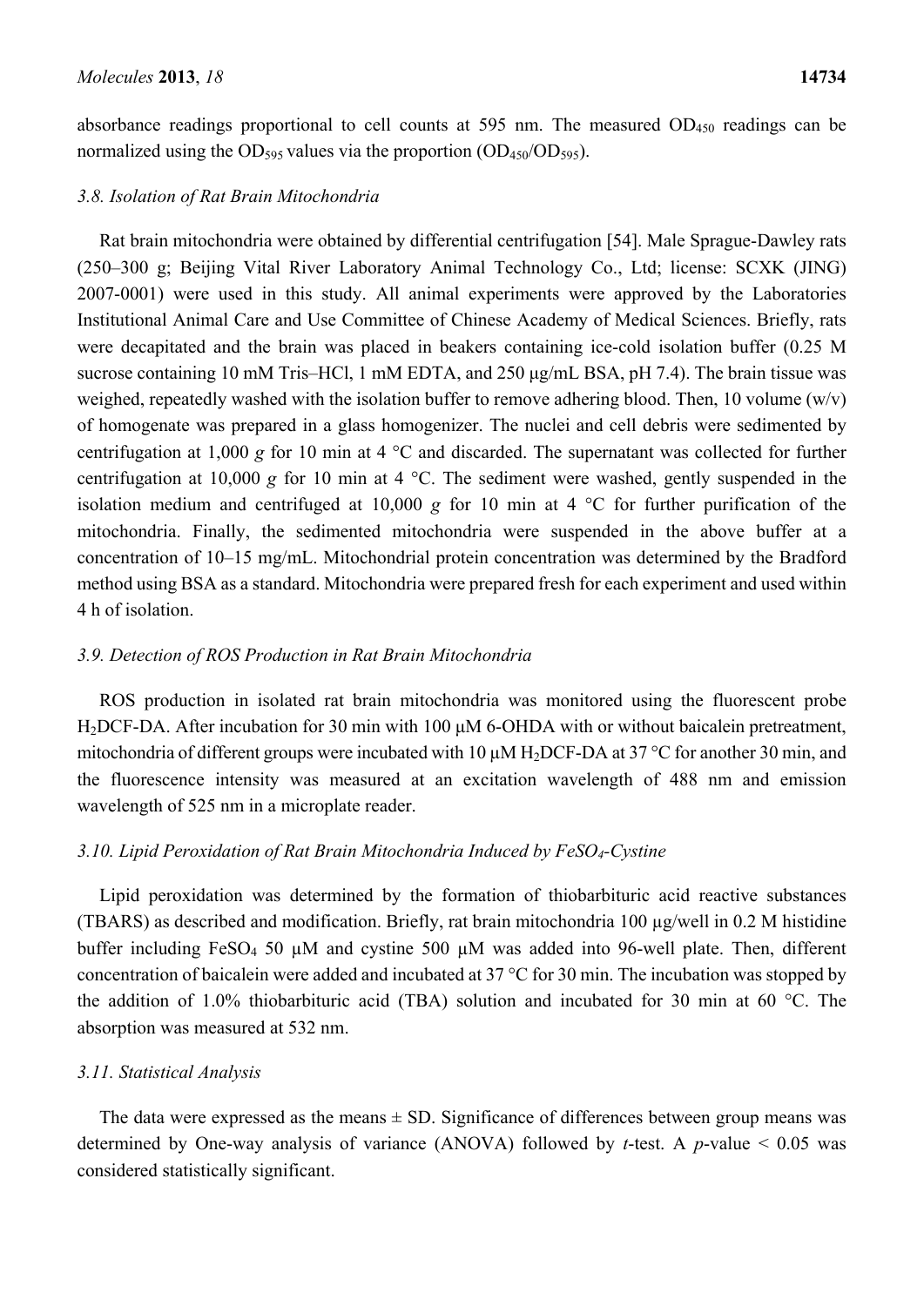absorbance readings proportional to cell counts at 595 nm. The measured $OD_{450}$ readings can be normalized using the $OD_{595}$ values via the proportion ($OD_{450}/OD_{595}$).

### *3.8. Isolation of Rat Brain Mitochondria*

Rat brain mitochondria were obtained by differential centrifugation [54]. Male Sprague-Dawley rats (250–300 g; Beijing Vital River Laboratory Animal Technology Co., Ltd; license: SCXK (JING) 2007-0001) were used in this study. All animal experiments were approved by the Laboratories Institutional Animal Care and Use Committee of Chinese Academy of Medical Sciences. Briefly, rats were decapitated and the brain was placed in beakers containing ice-cold isolation buffer (0.25 M sucrose containing 10 mM Tris–HCl, 1 mM EDTA, and 250 μg/mL BSA, pH 7.4). The brain tissue was weighed, repeatedly washed with the isolation buffer to remove adhering blood. Then, 10 volume (w/v) of homogenate was prepared in a glass homogenizer. The nuclei and cell debris were sedimented by centrifugation at 1,000 *g* for 10 min at 4 °C and discarded. The supernatant was collected for further centrifugation at 10,000 *g* for 10 min at 4 °C. The sediment were washed, gently suspended in the isolation medium and centrifuged at 10,000 *g* for 10 min at 4 °C for further purification of the mitochondria. Finally, the sedimented mitochondria were suspended in the above buffer at a concentration of 10–15 mg/mL. Mitochondrial protein concentration was determined by the Bradford method using BSA as a standard. Mitochondria were prepared fresh for each experiment and used within 4 h of isolation.

### *3.9. Detection of ROS Production in Rat Brain Mitochondria*

ROS production in isolated rat brain mitochondria was monitored using the fluorescent probe $H_2DCF$-DA. After incubation for 30 min with 100 μM 6-OHDA with or without baicalein pretreatment, mitochondria of different groups were incubated with 10 μM $H_2DCF$-DA at 37 °C for another 30 min, and the fluorescence intensity was measured at an excitation wavelength of 488 nm and emission wavelength of 525 nm in a microplate reader.

### *3.10. Lipid Peroxidation of Rat Brain Mitochondria Induced by $FeSO_4$-Cystine*

Lipid peroxidation was determined by the formation of thiobarbituric acid reactive substances (TBARS) as described and modification. Briefly, rat brain mitochondria 100 μg/well in 0.2 M histidine buffer including $FeSO_4$ 50 μM and cystine 500 μM was added into 96-well plate. Then, different concentration of baicalein were added and incubated at 37 °C for 30 min. The incubation was stopped by the addition of 1.0% thiobarbituric acid (TBA) solution and incubated for 30 min at 60 °C. The absorption was measured at 532 nm.

### *3.11. Statistical Analysis*

The data were expressed as the means ± SD. Significance of differences between group means was determined by One-way analysis of variance (ANOVA) followed by *t*-test. A *p*-value $< 0.05$ was considered statistically significant.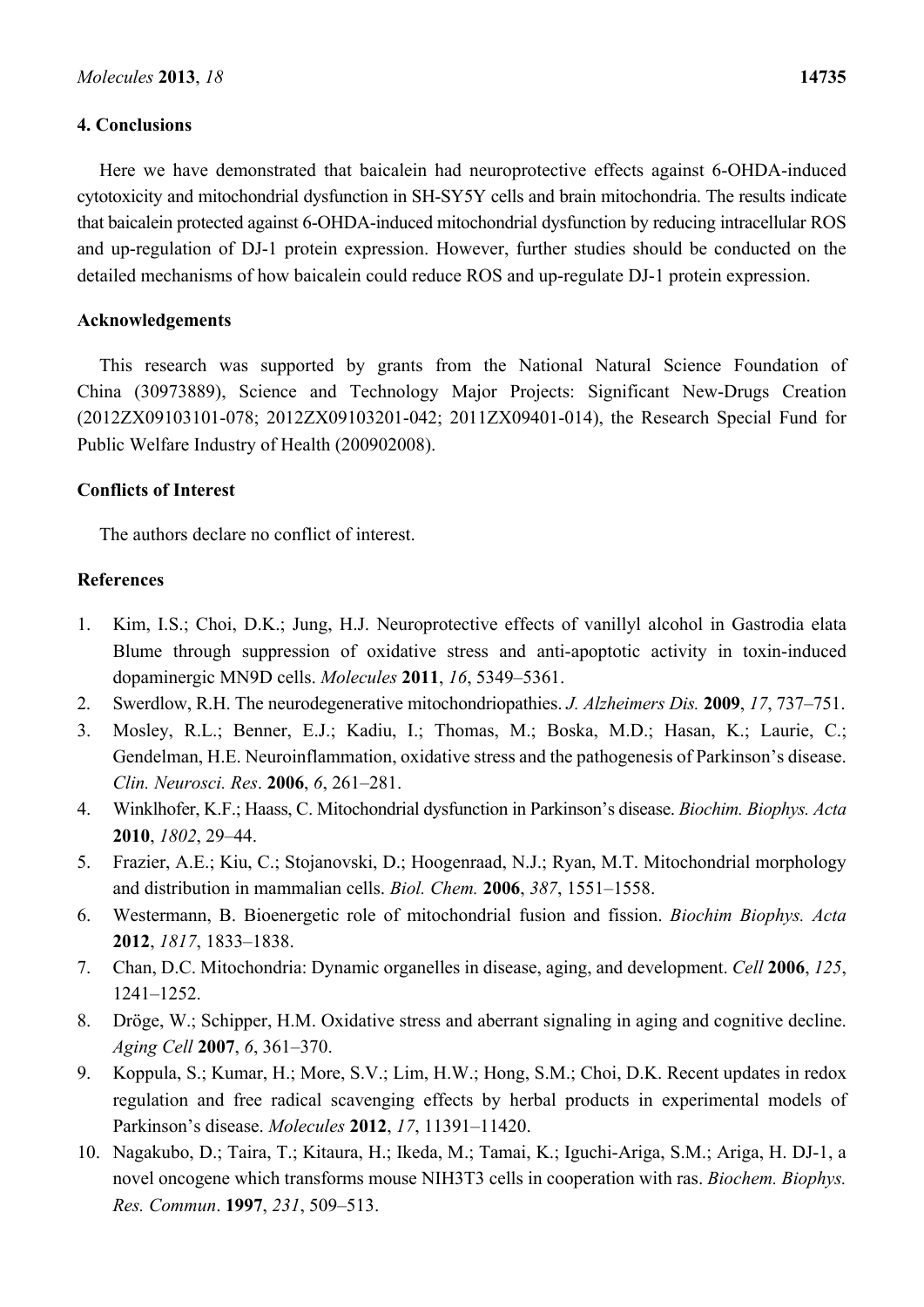## 4. Conclusions

Here we have demonstrated that baicalein had neuroprotective effects against 6-OHDA-induced cytotoxicity and mitochondrial dysfunction in SH-SY5Y cells and brain mitochondria. The results indicate that baicalein protected against 6-OHDA-induced mitochondrial dysfunction by reducing intracellular ROS and up-regulation of DJ-1 protein expression. However, further studies should be conducted on the detailed mechanisms of how baicalein could reduce ROS and up-regulate DJ-1 protein expression.

## Acknowledgements

This research was supported by grants from the National Natural Science Foundation of China (30973889), Science and Technology Major Projects: Significant New-Drugs Creation (2012ZX09103101-078; 2012ZX09103201-042; 2011ZX09401-014), the Research Special Fund for Public Welfare Industry of Health (200902008).

## Conflicts of Interest

The authors declare no conflict of interest.

## References

1. Kim, I.S.; Choi, D.K.; Jung, H.J. Neuroprotective effects of vanillyl alcohol in Gastrodia elata Blume through suppression of oxidative stress and anti-apoptotic activity in toxin-induced dopaminergic MN9D cells. *Molecules* **2011**, *16*, 5349–5361.
2. Swerdlow, R.H. The neurodegenerative mitochondriopathies. *J. Alzheimers Dis.* **2009**, *17*, 737–751.
3. Mosley, R.L.; Benner, E.J.; Kadiu, I.; Thomas, M.; Boska, M.D.; Hasan, K.; Laurie, C.; Gendelman, H.E. Neuroinflammation, oxidative stress and the pathogenesis of Parkinson's disease. *Clin. Neurosci. Res*. **2006**, *6*, 261–281.
4. Winklhofer, K.F.; Haass, C. Mitochondrial dysfunction in Parkinson's disease. *Biochim. Biophys. Acta* **2010**, *1802*, 29–44.
5. Frazier, A.E.; Kiu, C.; Stojanovski, D.; Hoogenraad, N.J.; Ryan, M.T. Mitochondrial morphology and distribution in mammalian cells. *Biol. Chem.* **2006**, *387*, 1551–1558.
6. Westermann, B. Bioenergetic role of mitochondrial fusion and fission. *Biochim Biophys. Acta* **2012**, *1817*, 1833–1838.
7. Chan, D.C. Mitochondria: Dynamic organelles in disease, aging, and development. *Cell* **2006**, *125*, 1241–1252.
8. Dröge, W.; Schipper, H.M. Oxidative stress and aberrant signaling in aging and cognitive decline. *Aging Cell* **2007**, *6*, 361–370.
9. Koppula, S.; Kumar, H.; More, S.V.; Lim, H.W.; Hong, S.M.; Choi, D.K. Recent updates in redox regulation and free radical scavenging effects by herbal products in experimental models of Parkinson's disease. *Molecules* **2012**, *17*, 11391–11420.
10. Nagakubo, D.; Taira, T.; Kitaura, H.; Ikeda, M.; Tamai, K.; Iguchi-Ariga, S.M.; Ariga, H. DJ-1, a novel oncogene which transforms mouse NIH3T3 cells in cooperation with ras. *Biochem. Biophys. Res. Commun*. **1997**, *231*, 509–513.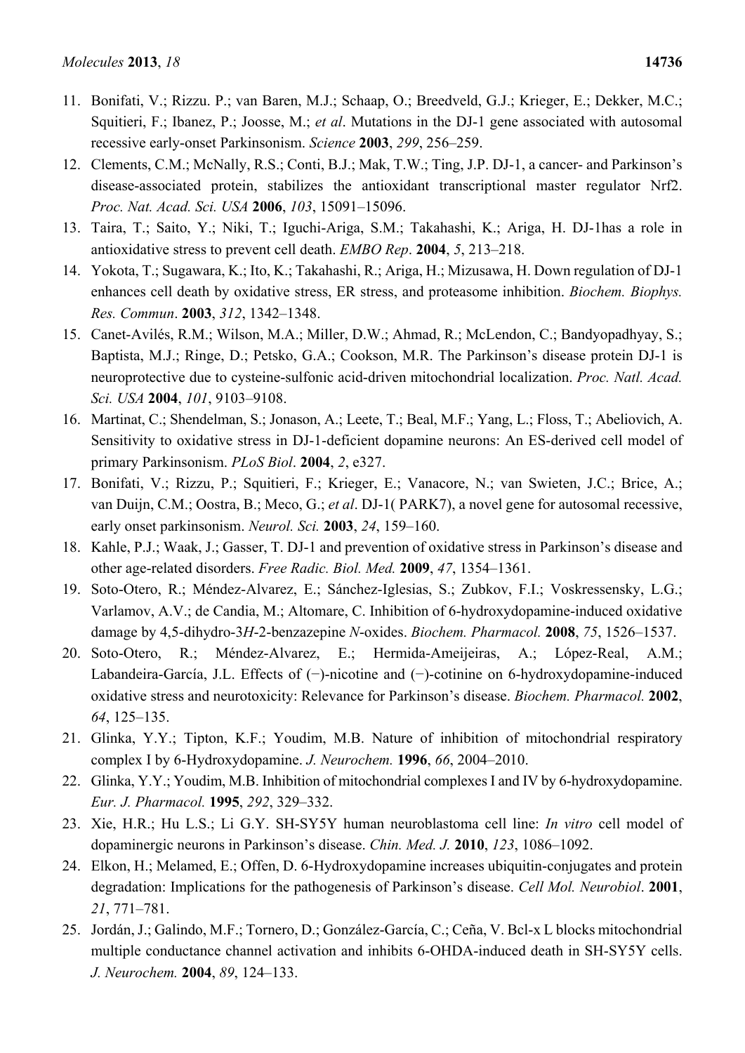11. Bonifati, V.; Rizzu. P.; van Baren, M.J.; Schaap, O.; Breedveld, G.J.; Krieger, E.; Dekker, M.C.; Squitieri, F.; Ibanez, P.; Joosse, M.; *et al*. Mutations in the DJ-1 gene associated with autosomal recessive early-onset Parkinsonism. *Science* **2003**, *299*, 256–259.
12. Clements, C.M.; McNally, R.S.; Conti, B.J.; Mak, T.W.; Ting, J.P. DJ-1, a cancer- and Parkinson's disease-associated protein, stabilizes the antioxidant transcriptional master regulator Nrf2. *Proc. Nat. Acad. Sci. USA* **2006**, *103*, 15091–15096.
13. Taira, T.; Saito, Y.; Niki, T.; Iguchi-Ariga, S.M.; Takahashi, K.; Ariga, H. DJ-1has a role in antioxidative stress to prevent cell death. *EMBO Rep*. **2004**, *5*, 213–218.
14. Yokota, T.; Sugawara, K.; Ito, K.; Takahashi, R.; Ariga, H.; Mizusawa, H. Down regulation of DJ-1 enhances cell death by oxidative stress, ER stress, and proteasome inhibition. *Biochem. Biophys. Res. Commun*. **2003**, *312*, 1342–1348.
15. Canet-Avilés, R.M.; Wilson, M.A.; Miller, D.W.; Ahmad, R.; McLendon, C.; Bandyopadhyay, S.; Baptista, M.J.; Ringe, D.; Petsko, G.A.; Cookson, M.R. The Parkinson's disease protein DJ-1 is neuroprotective due to cysteine-sulfonic acid-driven mitochondrial localization. *Proc. Natl. Acad. Sci. USA* **2004**, *101*, 9103–9108.
16. Martinat, C.; Shendelman, S.; Jonason, A.; Leete, T.; Beal, M.F.; Yang, L.; Floss, T.; Abeliovich, A. Sensitivity to oxidative stress in DJ-1-deficient dopamine neurons: An ES-derived cell model of primary Parkinsonism. *PLoS Biol*. **2004**, *2*, e327.
17. Bonifati, V.; Rizzu, P.; Squitieri, F.; Krieger, E.; Vanacore, N.; van Swieten, J.C.; Brice, A.; van Duijn, C.M.; Oostra, B.; Meco, G.; *et al*. DJ-1( PARK7), a novel gene for autosomal recessive, early onset parkinsonism. *Neurol. Sci.* **2003**, *24*, 159–160.
18. Kahle, P.J.; Waak, J.; Gasser, T. DJ-1 and prevention of oxidative stress in Parkinson's disease and other age-related disorders. *Free Radic. Biol. Med.* **2009**, *47*, 1354–1361.
19. Soto-Otero, R.; Méndez-Alvarez, E.; Sánchez-Iglesias, S.; Zubkov, F.I.; Voskressensky, L.G.; Varlamov, A.V.; de Candia, M.; Altomare, C. Inhibition of 6-hydroxydopamine-induced oxidative damage by 4,5-dihydro-3*H*-2-benzazepine *N*-oxides. *Biochem. Pharmacol.* **2008**, *75*, 1526–1537.
20. Soto-Otero, R.; Méndez-Alvarez, E.; Hermida-Ameijeiras, A.; López-Real, A.M.; Labandeira-García, J.L. Effects of (−)-nicotine and (−)-cotinine on 6-hydroxydopamine-induced oxidative stress and neurotoxicity: Relevance for Parkinson's disease. *Biochem. Pharmacol.* **2002**, *64*, 125–135.
21. Glinka, Y.Y.; Tipton, K.F.; Youdim, M.B. Nature of inhibition of mitochondrial respiratory complex I by 6-Hydroxydopamine. *J. Neurochem.* **1996**, *66*, 2004–2010.
22. Glinka, Y.Y.; Youdim, M.B. Inhibition of mitochondrial complexes I and IV by 6-hydroxydopamine. *Eur. J. Pharmacol.* **1995**, *292*, 329–332.
23. Xie, H.R.; Hu L.S.; Li G.Y. SH-SY5Y human neuroblastoma cell line: *In vitro* cell model of dopaminergic neurons in Parkinson's disease. *Chin. Med. J.* **2010**, *123*, 1086–1092.
24. Elkon, H.; Melamed, E.; Offen, D. 6-Hydroxydopamine increases ubiquitin-conjugates and protein degradation: Implications for the pathogenesis of Parkinson's disease. *Cell Mol. Neurobiol*. **2001**, *21*, 771–781.
25. Jordán, J.; Galindo, M.F.; Tornero, D.; González-García, C.; Ceña, V. Bcl-x L blocks mitochondrial multiple conductance channel activation and inhibits 6-OHDA-induced death in SH-SY5Y cells. *J. Neurochem.* **2004**, *89*, 124–133.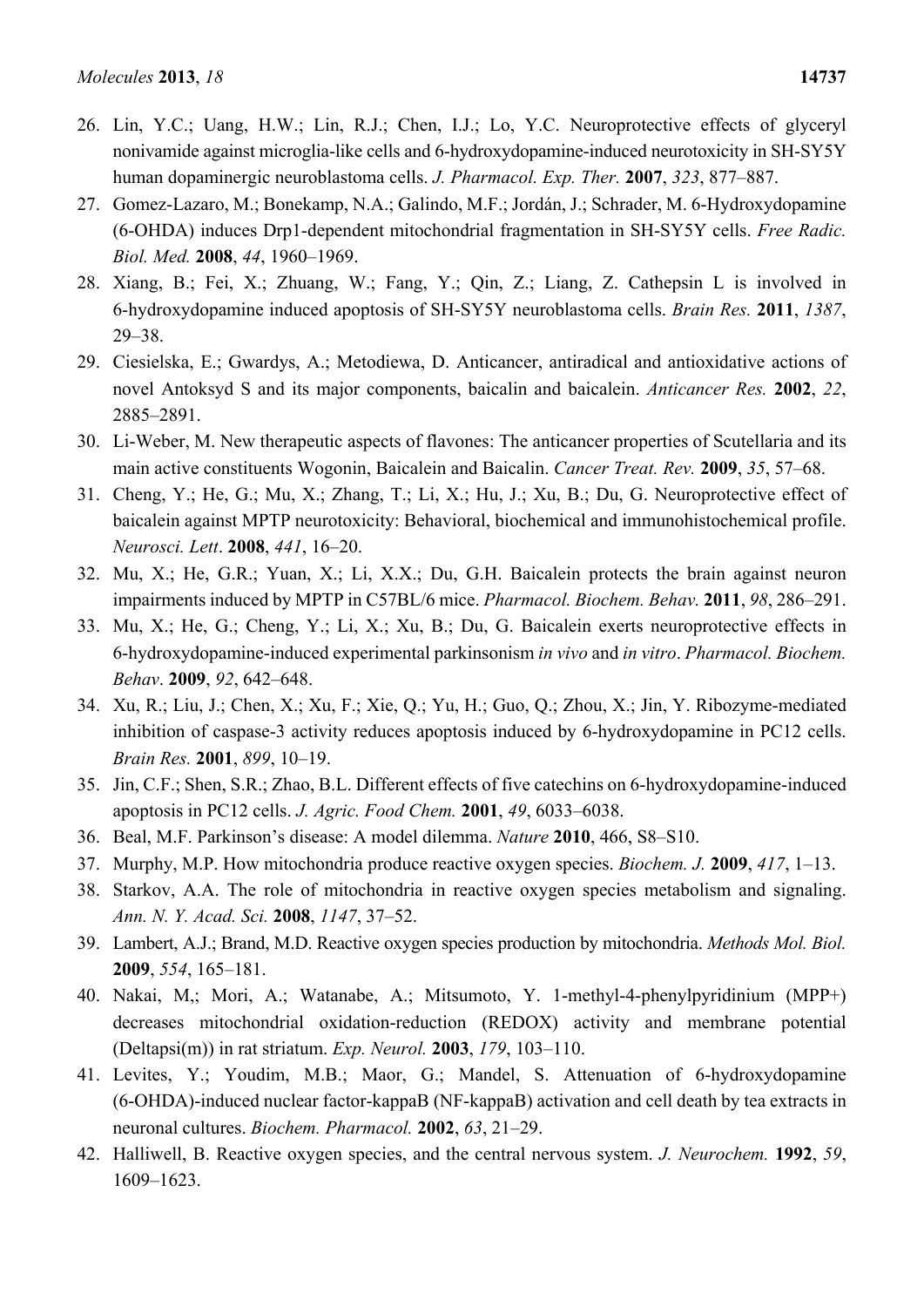26. Lin, Y.C.; Uang, H.W.; Lin, R.J.; Chen, I.J.; Lo, Y.C. Neuroprotective effects of glyceryl nonivamide against microglia-like cells and 6-hydroxydopamine-induced neurotoxicity in SH-SY5Y human dopaminergic neuroblastoma cells. *J. Pharmacol. Exp. Ther.* **2007**, *323*, 877–887.
27. Gomez-Lazaro, M.; Bonekamp, N.A.; Galindo, M.F.; Jordán, J.; Schrader, M. 6-Hydroxydopamine (6-OHDA) induces Drp1-dependent mitochondrial fragmentation in SH-SY5Y cells. *Free Radic. Biol. Med.* **2008**, *44*, 1960–1969.
28. Xiang, B.; Fei, X.; Zhuang, W.; Fang, Y.; Qin, Z.; Liang, Z. Cathepsin L is involved in 6-hydroxydopamine induced apoptosis of SH-SY5Y neuroblastoma cells. *Brain Res.* **2011**, *1387*, 29–38.
29. Ciesielska, E.; Gwardys, A.; Metodiewa, D. Anticancer, antiradical and antioxidative actions of novel Antoksyd S and its major components, baicalin and baicalein. *Anticancer Res.* **2002**, *22*, 2885–2891.
30. Li-Weber, M. New therapeutic aspects of flavones: The anticancer properties of Scutellaria and its main active constituents Wogonin, Baicalein and Baicalin. *Cancer Treat. Rev.* **2009**, *35*, 57–68.
31. Cheng, Y.; He, G.; Mu, X.; Zhang, T.; Li, X.; Hu, J.; Xu, B.; Du, G. Neuroprotective effect of baicalein against MPTP neurotoxicity: Behavioral, biochemical and immunohistochemical profile. *Neurosci. Lett*. **2008**, *441*, 16–20.
32. Mu, X.; He, G.R.; Yuan, X.; Li, X.X.; Du, G.H. Baicalein protects the brain against neuron impairments induced by MPTP in C57BL/6 mice. *Pharmacol. Biochem. Behav.* **2011**, *98*, 286–291.
33. Mu, X.; He, G.; Cheng, Y.; Li, X.; Xu, B.; Du, G. Baicalein exerts neuroprotective effects in 6-hydroxydopamine-induced experimental parkinsonism *in vivo* and *in vitro*. *Pharmacol. Biochem. Behav*. **2009**, *92*, 642–648.
34. Xu, R.; Liu, J.; Chen, X.; Xu, F.; Xie, Q.; Yu, H.; Guo, Q.; Zhou, X.; Jin, Y. Ribozyme-mediated inhibition of caspase-3 activity reduces apoptosis induced by 6-hydroxydopamine in PC12 cells. *Brain Res.* **2001**, *899*, 10–19.
35. Jin, C.F.; Shen, S.R.; Zhao, B.L. Different effects of five catechins on 6-hydroxydopamine-induced apoptosis in PC12 cells. *J. Agric. Food Chem.* **2001**, *49*, 6033–6038.
36. Beal, M.F. Parkinson's disease: A model dilemma. *Nature* **2010**, 466, S8–S10.
37. Murphy, M.P. How mitochondria produce reactive oxygen species. *Biochem. J.* **2009**, *417*, 1–13.
38. Starkov, A.A. The role of mitochondria in reactive oxygen species metabolism and signaling. *Ann. N. Y. Acad. Sci.* **2008**, *1147*, 37–52.
39. Lambert, A.J.; Brand, M.D. Reactive oxygen species production by mitochondria. *Methods Mol. Biol.* **2009**, *554*, 165–181.
40. Nakai, M,; Mori, A.; Watanabe, A.; Mitsumoto, Y. 1-methyl-4-phenylpyridinium (MPP+) decreases mitochondrial oxidation-reduction (REDOX) activity and membrane potential (Deltapsi(m)) in rat striatum. *Exp. Neurol.* **2003**, *179*, 103–110.
41. Levites, Y.; Youdim, M.B.; Maor, G.; Mandel, S. Attenuation of 6-hydroxydopamine (6-OHDA)-induced nuclear factor-kappaB (NF-kappaB) activation and cell death by tea extracts in neuronal cultures. *Biochem. Pharmacol.* **2002**, *63*, 21–29.
42. Halliwell, B. Reactive oxygen species, and the central nervous system. *J. Neurochem.* **1992**, *59*, 1609–1623.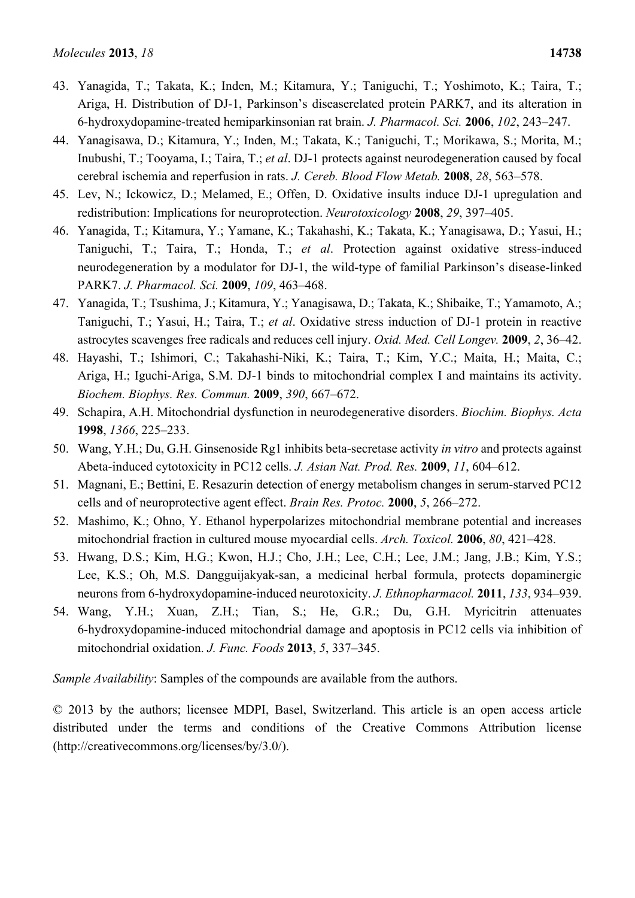43. Yanagida, T.; Takata, K.; Inden, M.; Kitamura, Y.; Taniguchi, T.; Yoshimoto, K.; Taira, T.; Ariga, H. Distribution of DJ-1, Parkinson's diseaserelated protein PARK7, and its alteration in 6-hydroxydopamine-treated hemiparkinsonian rat brain. *J. Pharmacol. Sci.* **2006**, *102*, 243–247.
44. Yanagisawa, D.; Kitamura, Y.; Inden, M.; Takata, K.; Taniguchi, T.; Morikawa, S.; Morita, M.; Inubushi, T.; Tooyama, I.; Taira, T.; *et al*. DJ-1 protects against neurodegeneration caused by focal cerebral ischemia and reperfusion in rats. *J. Cereb. Blood Flow Metab.* **2008**, *28*, 563–578.
45. Lev, N.; Ickowicz, D.; Melamed, E.; Offen, D. Oxidative insults induce DJ-1 upregulation and redistribution: Implications for neuroprotection. *Neurotoxicology* **2008**, *29*, 397–405.
46. Yanagida, T.; Kitamura, Y.; Yamane, K.; Takahashi, K.; Takata, K.; Yanagisawa, D.; Yasui, H.; Taniguchi, T.; Taira, T.; Honda, T.; *et al*. Protection against oxidative stress-induced neurodegeneration by a modulator for DJ-1, the wild-type of familial Parkinson's disease-linked PARK7. *J. Pharmacol. Sci.* **2009**, *109*, 463–468.
47. Yanagida, T.; Tsushima, J.; Kitamura, Y.; Yanagisawa, D.; Takata, K.; Shibaike, T.; Yamamoto, A.; Taniguchi, T.; Yasui, H.; Taira, T.; *et al*. Oxidative stress induction of DJ-1 protein in reactive astrocytes scavenges free radicals and reduces cell injury. *Oxid. Med. Cell Longev.* **2009**, *2*, 36–42.
48. Hayashi, T.; Ishimori, C.; Takahashi-Niki, K.; Taira, T.; Kim, Y.C.; Maita, H.; Maita, C.; Ariga, H.; Iguchi-Ariga, S.M. DJ-1 binds to mitochondrial complex I and maintains its activity. *Biochem. Biophys. Res. Commun.* **2009**, *390*, 667–672.
49. Schapira, A.H. Mitochondrial dysfunction in neurodegenerative disorders. *Biochim. Biophys. Acta* **1998**, *1366*, 225–233.
50. Wang, Y.H.; Du, G.H. Ginsenoside Rg1 inhibits beta-secretase activity *in vitro* and protects against Abeta-induced cytotoxicity in PC12 cells. *J. Asian Nat. Prod. Res.* **2009**, *11*, 604–612.
51. Magnani, E.; Bettini, E. Resazurin detection of energy metabolism changes in serum-starved PC12 cells and of neuroprotective agent effect. *Brain Res. Protoc.* **2000**, *5*, 266–272.
52. Mashimo, K.; Ohno, Y. Ethanol hyperpolarizes mitochondrial membrane potential and increases mitochondrial fraction in cultured mouse myocardial cells. *Arch. Toxicol.* **2006**, *80*, 421–428.
53. Hwang, D.S.; Kim, H.G.; Kwon, H.J.; Cho, J.H.; Lee, C.H.; Lee, J.M.; Jang, J.B.; Kim, Y.S.; Lee, K.S.; Oh, M.S. Dangguijakyak-san, a medicinal herbal formula, protects dopaminergic neurons from 6-hydroxydopamine-induced neurotoxicity. *J. Ethnopharmacol.* **2011**, *133*, 934–939.
54. Wang, Y.H.; Xuan, Z.H.; Tian, S.; He, G.R.; Du, G.H. Myricitrin attenuates 6-hydroxydopamine-induced mitochondrial damage and apoptosis in PC12 cells via inhibition of mitochondrial oxidation. *J. Func. Foods* **2013**, *5*, 337–345.

*Sample Availability*: Samples of the compounds are available from the authors.

© 2013 by the authors; licensee MDPI, Basel, Switzerland. This article is an open access article distributed under the terms and conditions of the Creative Commons Attribution license (http://creativecommons.org/licenses/by/3.0/).